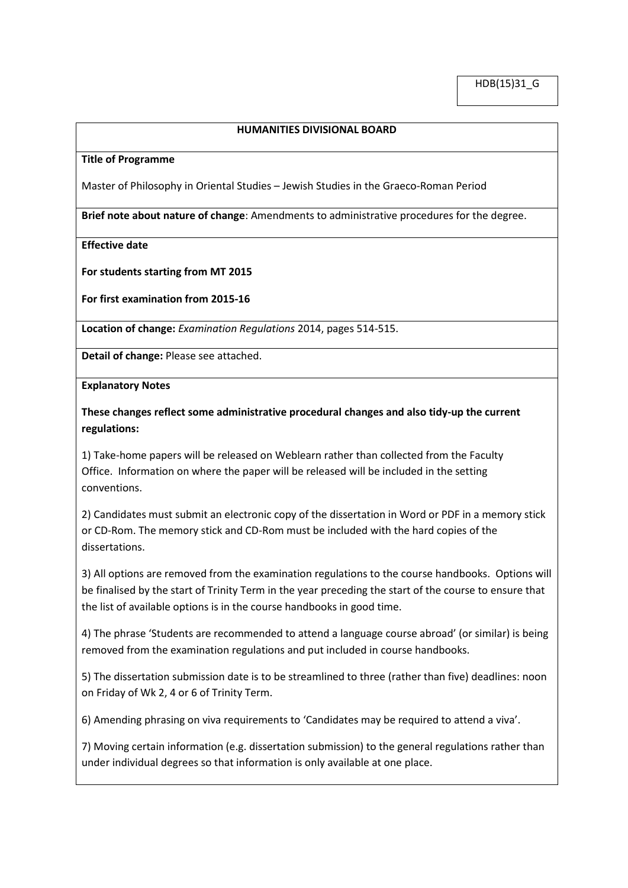HDB(15)31_G

## HUMANITIES DIVISIONAL BOARD

**Title of Programme**

Master of Philosophy in Oriental Studies – Jewish Studies in the Graeco-Roman Period

**Brief note about nature of change**: Amendments to administrative procedures for the degree.

**Effective date**

**For students starting from MT 2015**

**For first examination from 2015-16**

**Location of change:** *Examination Regulations* 2014, pages 514-515.

**Detail of change:** Please see attached.

**Explanatory Notes**

**These changes reflect some administrative procedural changes and also tidy-up the current regulations:**

1) Take-home papers will be released on Weblearn rather than collected from the Faculty Office. Information on where the paper will be released will be included in the setting conventions.

2) Candidates must submit an electronic copy of the dissertation in Word or PDF in a memory stick or CD-Rom. The memory stick and CD-Rom must be included with the hard copies of the dissertations.

3) All options are removed from the examination regulations to the course handbooks. Options will be finalised by the start of Trinity Term in the year preceding the start of the course to ensure that the list of available options is in the course handbooks in good time.

4) The phrase 'Students are recommended to attend a language course abroad' (or similar) is being removed from the examination regulations and put included in course handbooks.

5) The dissertation submission date is to be streamlined to three (rather than five) deadlines: noon on Friday of Wk 2, 4 or 6 of Trinity Term.

6) Amending phrasing on viva requirements to 'Candidates may be required to attend a viva'.

7) Moving certain information (e.g. dissertation submission) to the general regulations rather than under individual degrees so that information is only available at one place.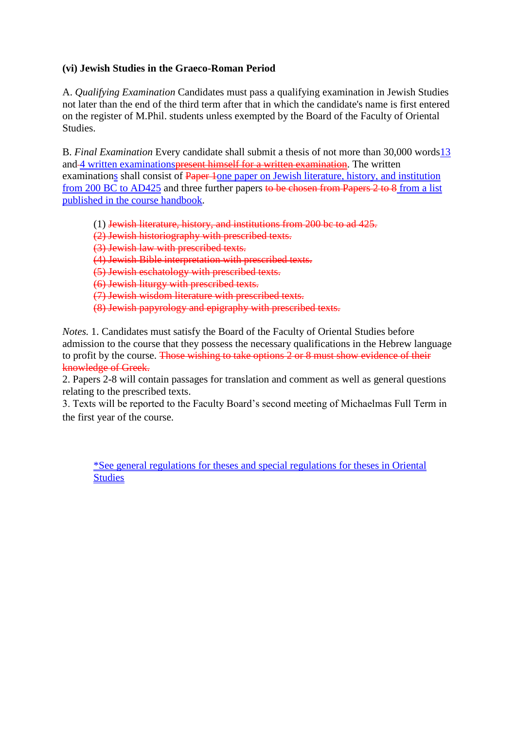**(vi) Jewish Studies in the Graeco-Roman Period**

A. *Qualifying Examination* Candidates must pass a qualifying examination in Jewish Studies not later than the end of the third term after that in which the candidate's name is first entered on the register of M.Phil. students unless exempted by the Board of the Faculty of Oriental Studies.

B. *Final Examination* Every candidate shall submit a thesis of not more than 30,000 words13 and 4 written examinationspresent himself for a written examination. The written examinations shall consist of Paper 1one paper on Jewish literature, history, and institution from 200 BC to AD425 and three further papers to be chosen from Papers 2 to 8 from a list published in the course handbook.

(1) Jewish literature, history, and institutions from 200 bc to ad 425.
(2) Jewish historiography with prescribed texts.
(3) Jewish law with prescribed texts.
(4) Jewish Bible interpretation with prescribed texts.
(5) Jewish eschatology with prescribed texts.
(6) Jewish liturgy with prescribed texts.
(7) Jewish wisdom literature with prescribed texts.
(8) Jewish papyrology and epigraphy with prescribed texts.

*Notes.* 1. Candidates must satisfy the Board of the Faculty of Oriental Studies before admission to the course that they possess the necessary qualifications in the Hebrew language to profit by the course. Those wishing to take options 2 or 8 must show evidence of their knowledge of Greek.
2. Papers 2-8 will contain passages for translation and comment as well as general questions relating to the prescribed texts.
3. Texts will be reported to the Faculty Board's second meeting of Michaelmas Full Term in the first year of the course.

*See general regulations for theses and special regulations for theses in Oriental Studies